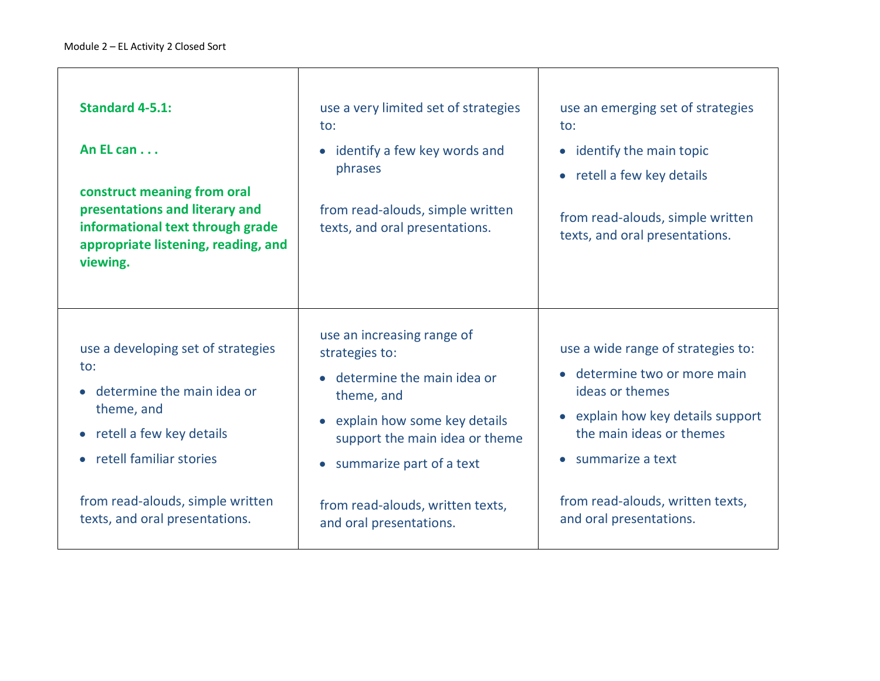Module 2 – EL Activity 2 Closed Sort

| | | |
|---|---|---|
| **Standard 4-5.1:**<br><br>**An EL can . . .**<br><br>**construct meaning from oral presentations and literary and informational text through grade appropriate listening, reading, and viewing.** | use a very limited set of strategies to:<br><br>• identify a few key words and phrases<br><br>from read-alouds, simple written texts, and oral presentations. | use an emerging set of strategies to:<br><br>• identify the main topic<br>• retell a few key details<br><br>from read-alouds, simple written texts, and oral presentations. |
| use a developing set of strategies to:<br><br>• determine the main idea or theme, and<br>• retell a few key details<br>• retell familiar stories<br><br>from read-alouds, simple written texts, and oral presentations. | use an increasing range of strategies to:<br><br>• determine the main idea or theme, and<br>• explain how some key details support the main idea or theme<br>• summarize part of a text<br><br>from read-alouds, written texts, and oral presentations. | use a wide range of strategies to:<br><br>• determine two or more main ideas or themes<br>• explain how key details support the main ideas or themes<br>• summarize a text<br><br>from read-alouds, written texts, and oral presentations. |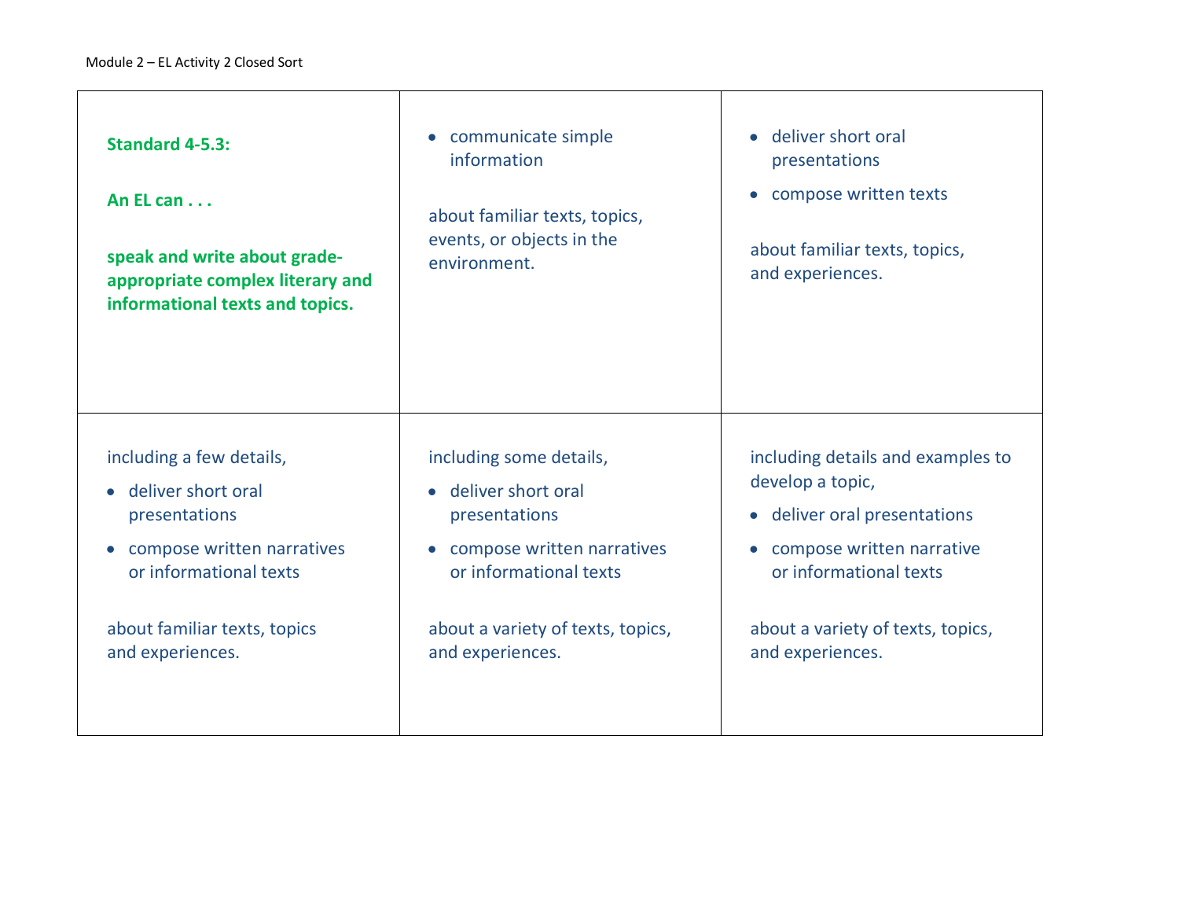Module 2 – EL Activity 2 Closed Sort

| | | |
|---|---|---|
| **Standard 4-5.3:**<br><br>**An EL can . . .**<br><br>**speak and write about grade-appropriate complex literary and informational texts and topics.** | • communicate simple information<br><br>about familiar texts, topics, events, or objects in the environment. | • deliver short oral presentations<br>• compose written texts<br><br>about familiar texts, topics, and experiences. |
| including a few details,<br>• deliver short oral presentations<br>• compose written narratives or informational texts<br><br>about familiar texts, topics and experiences. | including some details,<br>• deliver short oral presentations<br>• compose written narratives or informational texts<br><br>about a variety of texts, topics, and experiences. | including details and examples to develop a topic,<br>• deliver oral presentations<br>• compose written narrative or informational texts<br><br>about a variety of texts, topics, and experiences. |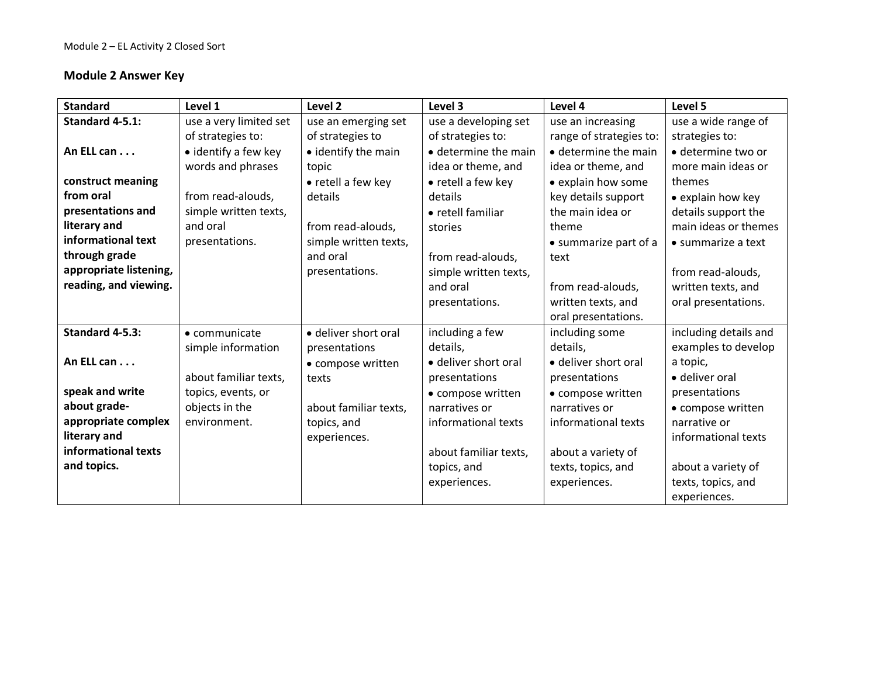Module 2 – EL Activity 2 Closed Sort

## Module 2 Answer Key

| Standard | Level 1 | Level 2 | Level 3 | Level 4 | Level 5 |
|---|---|---|---|---|---|
| **Standard 4-5.1:**<br><br>**An ELL can . . .**<br><br>**construct meaning from oral presentations and literary and informational text through grade appropriate listening, reading, and viewing.** | use a very limited set of strategies to:<br>• identify a few key words and phrases<br><br>from read-alouds, simple written texts, and oral presentations. | use an emerging set of strategies to<br>• identify the main topic<br>• retell a few key details<br><br>from read-alouds, simple written texts, and oral presentations. | use a developing set of strategies to:<br>• determine the main idea or theme, and<br>• retell a few key details<br>• retell familiar stories<br><br>from read-alouds, simple written texts, and oral presentations. | use an increasing range of strategies to:<br>• determine the main idea or theme, and<br>• explain how some key details support the main idea or theme<br>• summarize part of a text<br><br>from read-alouds, written texts, and oral presentations. | use a wide range of strategies to:<br>• determine two or more main ideas or themes<br>• explain how key details support the main ideas or themes<br>• summarize a text<br><br>from read-alouds, written texts, and oral presentations. |
| **Standard 4-5.3:**<br><br>**An ELL can . . .**<br><br>**speak and write about grade-appropriate complex literary and informational texts and topics.** | • communicate simple information<br><br>about familiar texts, topics, events, or objects in the environment. | • deliver short oral presentations<br>• compose written texts<br><br>about familiar texts, topics, and experiences. | including a few details,<br>• deliver short oral presentations<br>• compose written narratives or informational texts<br><br>about familiar texts, topics, and experiences. | including some details,<br>• deliver short oral presentations<br>• compose written narratives or informational texts<br><br>about a variety of texts, topics, and experiences. | including details and examples to develop a topic,<br>• deliver oral presentations<br>• compose written narrative or informational texts<br><br>about a variety of texts, topics, and experiences. |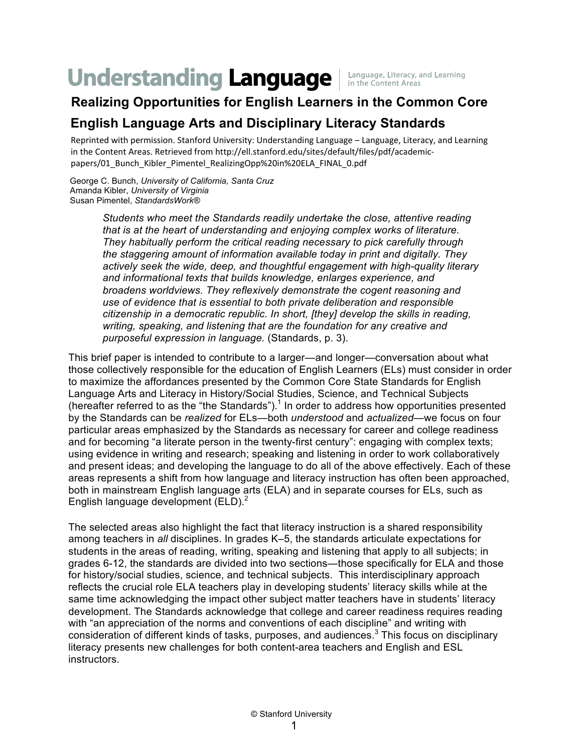# Understanding Language

Language, Literacy, and Learning in the Content Areas

## Realizing Opportunities for English Learners in the Common Core English Language Arts and Disciplinary Literacy Standards

Reprinted with permission. Stanford University: Understanding Language – Language, Literacy, and Learning in the Content Areas. Retrieved from http://ell.stanford.edu/sites/default/files/pdf/academic-papers/01_Bunch_Kibler_Pimentel_RealizingOpp%20in%20ELA_FINAL_0.pdf

George C. Bunch, *University of California, Santa Cruz*
Amanda Kibler, *University of Virginia*
Susan Pimentel, *StandardsWork®*

> *Students who meet the Standards readily undertake the close, attentive reading that is at the heart of understanding and enjoying complex works of literature. They habitually perform the critical reading necessary to pick carefully through the staggering amount of information available today in print and digitally. They actively seek the wide, deep, and thoughtful engagement with high-quality literary and informational texts that builds knowledge, enlarges experience, and broadens worldviews. They reflexively demonstrate the cogent reasoning and use of evidence that is essential to both private deliberation and responsible citizenship in a democratic republic. In short, [they] develop the skills in reading, writing, speaking, and listening that are the foundation for any creative and purposeful expression in language.* (Standards, p. 3).

This brief paper is intended to contribute to a larger—and longer—conversation about what those collectively responsible for the education of English Learners (ELs) must consider in order to maximize the affordances presented by the Common Core State Standards for English Language Arts and Literacy in History/Social Studies, Science, and Technical Subjects (hereafter referred to as the "the Standards").[1] In order to address how opportunities presented by the Standards can be *realized* for ELs—both *understood* and *actualized*—we focus on four particular areas emphasized by the Standards as necessary for career and college readiness and for becoming "a literate person in the twenty-first century": engaging with complex texts; using evidence in writing and research; speaking and listening in order to work collaboratively and present ideas; and developing the language to do all of the above effectively. Each of these areas represents a shift from how language and literacy instruction has often been approached, both in mainstream English language arts (ELA) and in separate courses for ELs, such as English language development (ELD).[2]

The selected areas also highlight the fact that literacy instruction is a shared responsibility among teachers in *all* disciplines. In grades K–5, the standards articulate expectations for students in the areas of reading, writing, speaking and listening that apply to all subjects; in grades 6-12, the standards are divided into two sections—those specifically for ELA and those for history/social studies, science, and technical subjects. This interdisciplinary approach reflects the crucial role ELA teachers play in developing students' literacy skills while at the same time acknowledging the impact other subject matter teachers have in students' literacy development. The Standards acknowledge that college and career readiness requires reading with "an appreciation of the norms and conventions of each discipline" and writing with consideration of different kinds of tasks, purposes, and audiences.[3] This focus on disciplinary literacy presents new challenges for both content-area teachers and English and ESL instructors.

© Stanford University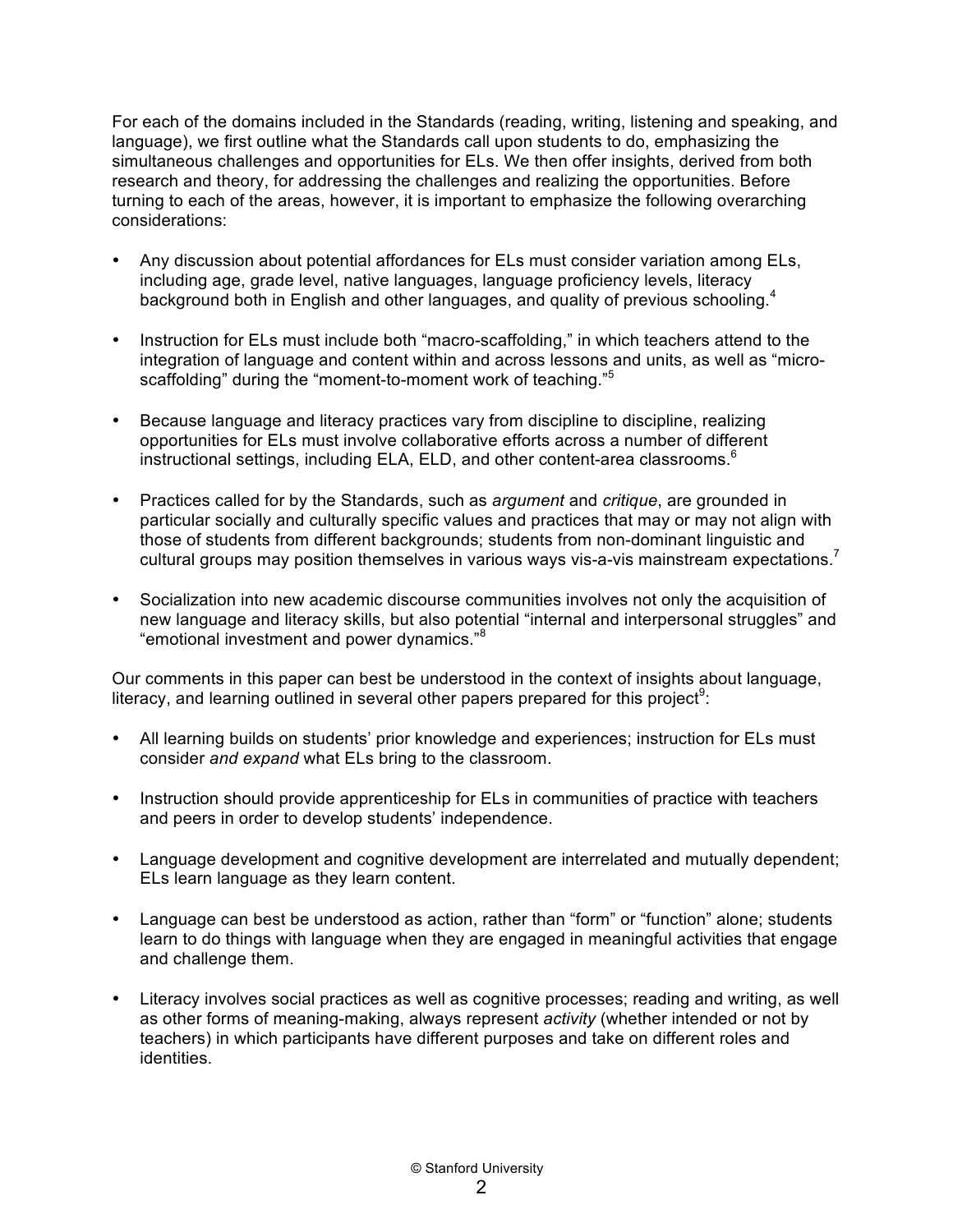For each of the domains included in the Standards (reading, writing, listening and speaking, and language), we first outline what the Standards call upon students to do, emphasizing the simultaneous challenges and opportunities for ELs. We then offer insights, derived from both research and theory, for addressing the challenges and realizing the opportunities. Before turning to each of the areas, however, it is important to emphasize the following overarching considerations:

- Any discussion about potential affordances for ELs must consider variation among ELs, including age, grade level, native languages, language proficiency levels, literacy background both in English and other languages, and quality of previous schooling.[4]

- Instruction for ELs must include both "macro-scaffolding," in which teachers attend to the integration of language and content within and across lessons and units, as well as "micro-scaffolding" during the "moment-to-moment work of teaching."[5]

- Because language and literacy practices vary from discipline to discipline, realizing opportunities for ELs must involve collaborative efforts across a number of different instructional settings, including ELA, ELD, and other content-area classrooms.[6]

- Practices called for by the Standards, such as *argument* and *critique*, are grounded in particular socially and culturally specific values and practices that may or may not align with those of students from different backgrounds; students from non-dominant linguistic and cultural groups may position themselves in various ways vis-a-vis mainstream expectations.[7]

- Socialization into new academic discourse communities involves not only the acquisition of new language and literacy skills, but also potential "internal and interpersonal struggles" and "emotional investment and power dynamics."[8]

Our comments in this paper can best be understood in the context of insights about language, literacy, and learning outlined in several other papers prepared for this project[9]:

- All learning builds on students' prior knowledge and experiences; instruction for ELs must consider *and expand* what ELs bring to the classroom.

- Instruction should provide apprenticeship for ELs in communities of practice with teachers and peers in order to develop students' independence.

- Language development and cognitive development are interrelated and mutually dependent; ELs learn language as they learn content.

- Language can best be understood as action, rather than "form" or "function" alone; students learn to do things with language when they are engaged in meaningful activities that engage and challenge them.

- Literacy involves social practices as well as cognitive processes; reading and writing, as well as other forms of meaning-making, always represent *activity* (whether intended or not by teachers) in which participants have different purposes and take on different roles and identities.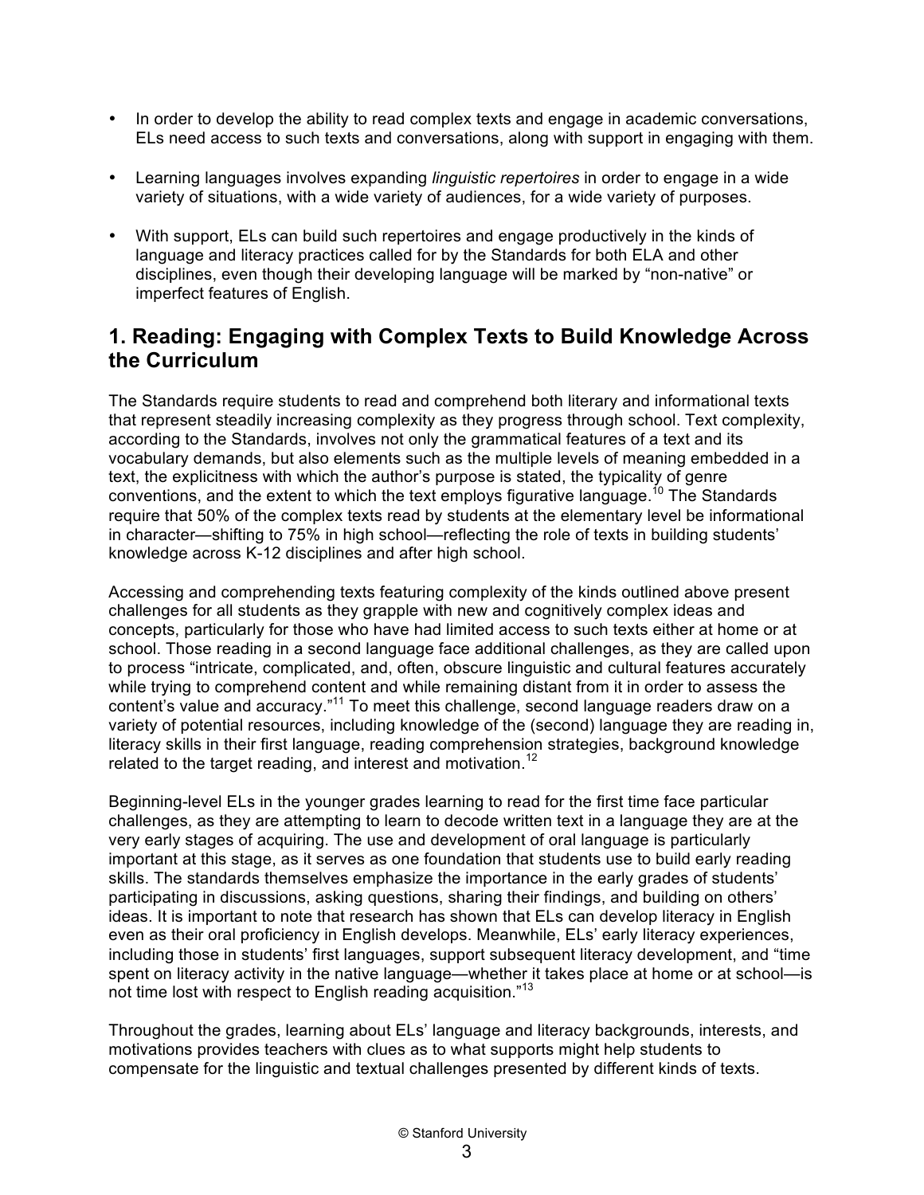- In order to develop the ability to read complex texts and engage in academic conversations, ELs need access to such texts and conversations, along with support in engaging with them.

- Learning languages involves expanding *linguistic repertoires* in order to engage in a wide variety of situations, with a wide variety of audiences, for a wide variety of purposes.

- With support, ELs can build such repertoires and engage productively in the kinds of language and literacy practices called for by the Standards for both ELA and other disciplines, even though their developing language will be marked by "non-native" or imperfect features of English.

## 1. Reading: Engaging with Complex Texts to Build Knowledge Across the Curriculum

The Standards require students to read and comprehend both literary and informational texts that represent steadily increasing complexity as they progress through school. Text complexity, according to the Standards, involves not only the grammatical features of a text and its vocabulary demands, but also elements such as the multiple levels of meaning embedded in a text, the explicitness with which the author's purpose is stated, the typicality of genre conventions, and the extent to which the text employs figurative language.[10] The Standards require that 50% of the complex texts read by students at the elementary level be informational in character—shifting to 75% in high school—reflecting the role of texts in building students' knowledge across K-12 disciplines and after high school.

Accessing and comprehending texts featuring complexity of the kinds outlined above present challenges for all students as they grapple with new and cognitively complex ideas and concepts, particularly for those who have had limited access to such texts either at home or at school. Those reading in a second language face additional challenges, as they are called upon to process "intricate, complicated, and, often, obscure linguistic and cultural features accurately while trying to comprehend content and while remaining distant from it in order to assess the content's value and accuracy."[11] To meet this challenge, second language readers draw on a variety of potential resources, including knowledge of the (second) language they are reading in, literacy skills in their first language, reading comprehension strategies, background knowledge related to the target reading, and interest and motivation.[12]

Beginning-level ELs in the younger grades learning to read for the first time face particular challenges, as they are attempting to learn to decode written text in a language they are at the very early stages of acquiring. The use and development of oral language is particularly important at this stage, as it serves as one foundation that students use to build early reading skills. The standards themselves emphasize the importance in the early grades of students' participating in discussions, asking questions, sharing their findings, and building on others' ideas. It is important to note that research has shown that ELs can develop literacy in English even as their oral proficiency in English develops. Meanwhile, ELs' early literacy experiences, including those in students' first languages, support subsequent literacy development, and "time spent on literacy activity in the native language—whether it takes place at home or at school—is not time lost with respect to English reading acquisition."[13]

Throughout the grades, learning about ELs' language and literacy backgrounds, interests, and motivations provides teachers with clues as to what supports might help students to compensate for the linguistic and textual challenges presented by different kinds of texts.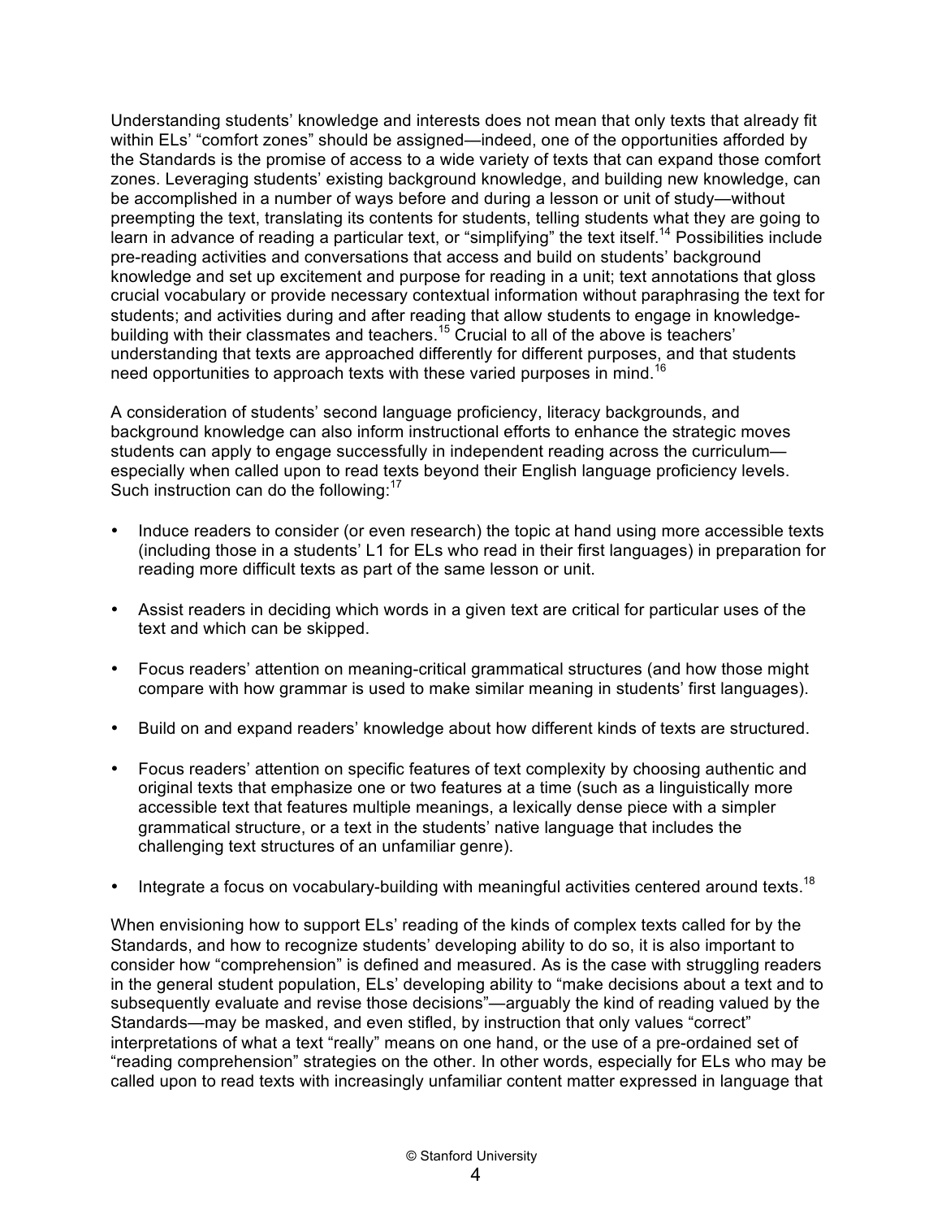Understanding students' knowledge and interests does not mean that only texts that already fit within ELs' "comfort zones" should be assigned—indeed, one of the opportunities afforded by the Standards is the promise of access to a wide variety of texts that can expand those comfort zones. Leveraging students' existing background knowledge, and building new knowledge, can be accomplished in a number of ways before and during a lesson or unit of study—without preempting the text, translating its contents for students, telling students what they are going to learn in advance of reading a particular text, or "simplifying" the text itself.[14] Possibilities include pre-reading activities and conversations that access and build on students' background knowledge and set up excitement and purpose for reading in a unit; text annotations that gloss crucial vocabulary or provide necessary contextual information without paraphrasing the text for students; and activities during and after reading that allow students to engage in knowledge-building with their classmates and teachers.[15] Crucial to all of the above is teachers' understanding that texts are approached differently for different purposes, and that students need opportunities to approach texts with these varied purposes in mind.[16]

A consideration of students' second language proficiency, literacy backgrounds, and background knowledge can also inform instructional efforts to enhance the strategic moves students can apply to engage successfully in independent reading across the curriculum—especially when called upon to read texts beyond their English language proficiency levels. Such instruction can do the following:[17]

- Induce readers to consider (or even research) the topic at hand using more accessible texts (including those in a students' L1 for ELs who read in their first languages) in preparation for reading more difficult texts as part of the same lesson or unit.
- Assist readers in deciding which words in a given text are critical for particular uses of the text and which can be skipped.
- Focus readers' attention on meaning-critical grammatical structures (and how those might compare with how grammar is used to make similar meaning in students' first languages).
- Build on and expand readers' knowledge about how different kinds of texts are structured.
- Focus readers' attention on specific features of text complexity by choosing authentic and original texts that emphasize one or two features at a time (such as a linguistically more accessible text that features multiple meanings, a lexically dense piece with a simpler grammatical structure, or a text in the students' native language that includes the challenging text structures of an unfamiliar genre).
- Integrate a focus on vocabulary-building with meaningful activities centered around texts.[18]

When envisioning how to support ELs' reading of the kinds of complex texts called for by the Standards, and how to recognize students' developing ability to do so, it is also important to consider how "comprehension" is defined and measured. As is the case with struggling readers in the general student population, ELs' developing ability to "make decisions about a text and to subsequently evaluate and revise those decisions"—arguably the kind of reading valued by the Standards—may be masked, and even stifled, by instruction that only values "correct" interpretations of what a text "really" means on one hand, or the use of a pre-ordained set of "reading comprehension" strategies on the other. In other words, especially for ELs who may be called upon to read texts with increasingly unfamiliar content matter expressed in language that

© Stanford University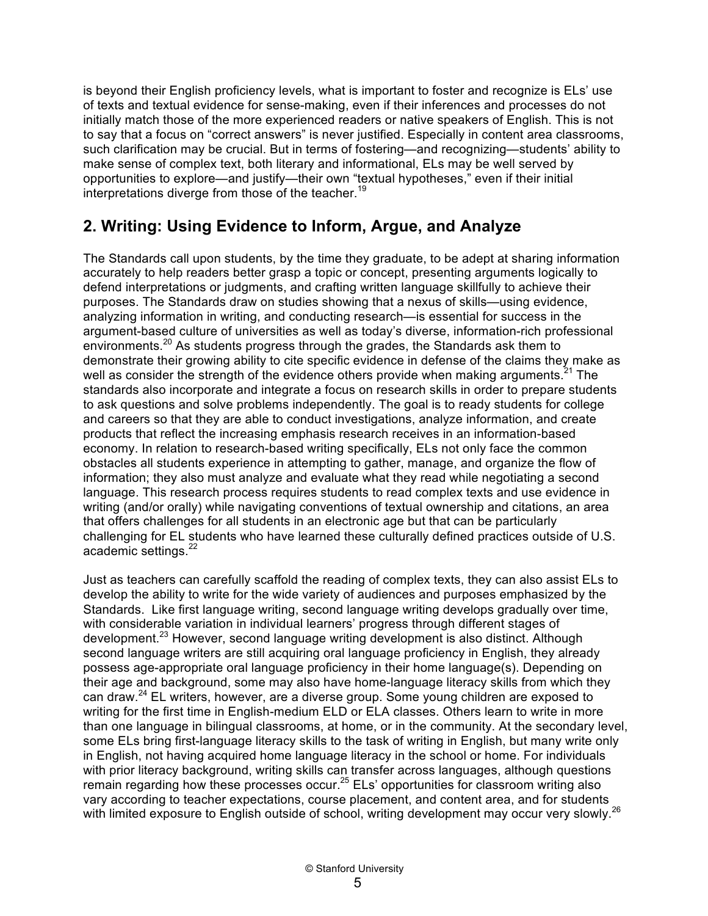is beyond their English proficiency levels, what is important to foster and recognize is ELs' use of texts and textual evidence for sense-making, even if their inferences and processes do not initially match those of the more experienced readers or native speakers of English. This is not to say that a focus on "correct answers" is never justified. Especially in content area classrooms, such clarification may be crucial. But in terms of fostering—and recognizing—students' ability to make sense of complex text, both literary and informational, ELs may be well served by opportunities to explore—and justify—their own "textual hypotheses," even if their initial interpretations diverge from those of the teacher.[19]

## 2. Writing: Using Evidence to Inform, Argue, and Analyze

The Standards call upon students, by the time they graduate, to be adept at sharing information accurately to help readers better grasp a topic or concept, presenting arguments logically to defend interpretations or judgments, and crafting written language skillfully to achieve their purposes. The Standards draw on studies showing that a nexus of skills—using evidence, analyzing information in writing, and conducting research—is essential for success in the argument-based culture of universities as well as today's diverse, information-rich professional environments.[20] As students progress through the grades, the Standards ask them to demonstrate their growing ability to cite specific evidence in defense of the claims they make as well as consider the strength of the evidence others provide when making arguments.[21] The standards also incorporate and integrate a focus on research skills in order to prepare students to ask questions and solve problems independently. The goal is to ready students for college and careers so that they are able to conduct investigations, analyze information, and create products that reflect the increasing emphasis research receives in an information-based economy. In relation to research-based writing specifically, ELs not only face the common obstacles all students experience in attempting to gather, manage, and organize the flow of information; they also must analyze and evaluate what they read while negotiating a second language. This research process requires students to read complex texts and use evidence in writing (and/or orally) while navigating conventions of textual ownership and citations, an area that offers challenges for all students in an electronic age but that can be particularly challenging for EL students who have learned these culturally defined practices outside of U.S. academic settings.[22]

Just as teachers can carefully scaffold the reading of complex texts, they can also assist ELs to develop the ability to write for the wide variety of audiences and purposes emphasized by the Standards. Like first language writing, second language writing develops gradually over time, with considerable variation in individual learners' progress through different stages of development.[23] However, second language writing development is also distinct. Although second language writers are still acquiring oral language proficiency in English, they already possess age-appropriate oral language proficiency in their home language(s). Depending on their age and background, some may also have home-language literacy skills from which they can draw.[24] EL writers, however, are a diverse group. Some young children are exposed to writing for the first time in English-medium ELD or ELA classes. Others learn to write in more than one language in bilingual classrooms, at home, or in the community. At the secondary level, some ELs bring first-language literacy skills to the task of writing in English, but many write only in English, not having acquired home language literacy in the school or home. For individuals with prior literacy background, writing skills can transfer across languages, although questions remain regarding how these processes occur.[25] ELs' opportunities for classroom writing also vary according to teacher expectations, course placement, and content area, and for students with limited exposure to English outside of school, writing development may occur very slowly.[26]

© Stanford University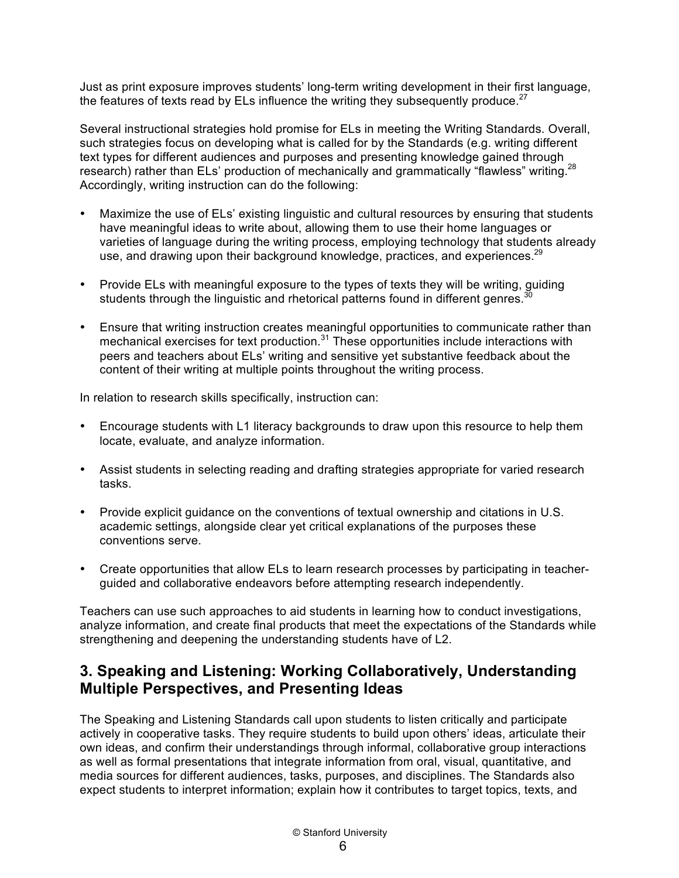Just as print exposure improves students' long-term writing development in their first language, the features of texts read by ELs influence the writing they subsequently produce.[27]

Several instructional strategies hold promise for ELs in meeting the Writing Standards. Overall, such strategies focus on developing what is called for by the Standards (e.g. writing different text types for different audiences and purposes and presenting knowledge gained through research) rather than ELs' production of mechanically and grammatically "flawless" writing.[28] Accordingly, writing instruction can do the following:

- Maximize the use of ELs' existing linguistic and cultural resources by ensuring that students have meaningful ideas to write about, allowing them to use their home languages or varieties of language during the writing process, employing technology that students already use, and drawing upon their background knowledge, practices, and experiences.[29]

- Provide ELs with meaningful exposure to the types of texts they will be writing, guiding students through the linguistic and rhetorical patterns found in different genres.[30]

- Ensure that writing instruction creates meaningful opportunities to communicate rather than mechanical exercises for text production.[31] These opportunities include interactions with peers and teachers about ELs' writing and sensitive yet substantive feedback about the content of their writing at multiple points throughout the writing process.

In relation to research skills specifically, instruction can:

- Encourage students with L1 literacy backgrounds to draw upon this resource to help them locate, evaluate, and analyze information.

- Assist students in selecting reading and drafting strategies appropriate for varied research tasks.

- Provide explicit guidance on the conventions of textual ownership and citations in U.S. academic settings, alongside clear yet critical explanations of the purposes these conventions serve.

- Create opportunities that allow ELs to learn research processes by participating in teacher-guided and collaborative endeavors before attempting research independently.

Teachers can use such approaches to aid students in learning how to conduct investigations, analyze information, and create final products that meet the expectations of the Standards while strengthening and deepening the understanding students have of L2.

## 3. Speaking and Listening: Working Collaboratively, Understanding Multiple Perspectives, and Presenting Ideas

The Speaking and Listening Standards call upon students to listen critically and participate actively in cooperative tasks. They require students to build upon others' ideas, articulate their own ideas, and confirm their understandings through informal, collaborative group interactions as well as formal presentations that integrate information from oral, visual, quantitative, and media sources for different audiences, tasks, purposes, and disciplines. The Standards also expect students to interpret information; explain how it contributes to target topics, texts, and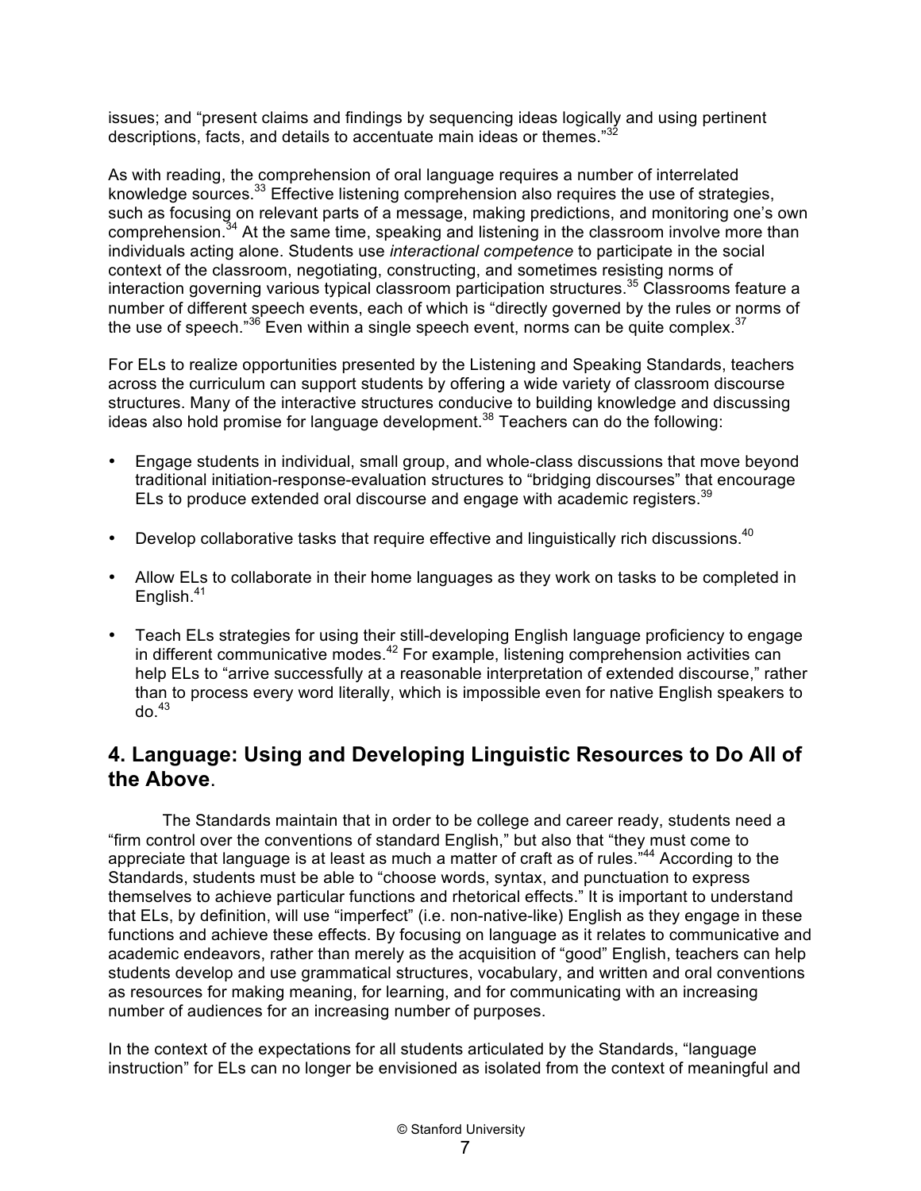issues; and "present claims and findings by sequencing ideas logically and using pertinent descriptions, facts, and details to accentuate main ideas or themes."[32]

As with reading, the comprehension of oral language requires a number of interrelated knowledge sources.[33] Effective listening comprehension also requires the use of strategies, such as focusing on relevant parts of a message, making predictions, and monitoring one's own comprehension.[34] At the same time, speaking and listening in the classroom involve more than individuals acting alone. Students use *interactional competence* to participate in the social context of the classroom, negotiating, constructing, and sometimes resisting norms of interaction governing various typical classroom participation structures.[35] Classrooms feature a number of different speech events, each of which is "directly governed by the rules or norms of the use of speech."[36] Even within a single speech event, norms can be quite complex.[37]

For ELs to realize opportunities presented by the Listening and Speaking Standards, teachers across the curriculum can support students by offering a wide variety of classroom discourse structures. Many of the interactive structures conducive to building knowledge and discussing ideas also hold promise for language development.[38] Teachers can do the following:

- Engage students in individual, small group, and whole-class discussions that move beyond traditional initiation-response-evaluation structures to "bridging discourses" that encourage ELs to produce extended oral discourse and engage with academic registers.[39]
- Develop collaborative tasks that require effective and linguistically rich discussions.[40]
- Allow ELs to collaborate in their home languages as they work on tasks to be completed in English.[41]
- Teach ELs strategies for using their still-developing English language proficiency to engage in different communicative modes.[42] For example, listening comprehension activities can help ELs to "arrive successfully at a reasonable interpretation of extended discourse," rather than to process every word literally, which is impossible even for native English speakers to do.[43]

## 4. Language: Using and Developing Linguistic Resources to Do All of the Above.

The Standards maintain that in order to be college and career ready, students need a "firm control over the conventions of standard English," but also that "they must come to appreciate that language is at least as much a matter of craft as of rules."[44] According to the Standards, students must be able to "choose words, syntax, and punctuation to express themselves to achieve particular functions and rhetorical effects." It is important to understand that ELs, by definition, will use "imperfect" (i.e. non-native-like) English as they engage in these functions and achieve these effects. By focusing on language as it relates to communicative and academic endeavors, rather than merely as the acquisition of "good" English, teachers can help students develop and use grammatical structures, vocabulary, and written and oral conventions as resources for making meaning, for learning, and for communicating with an increasing number of audiences for an increasing number of purposes.

In the context of the expectations for all students articulated by the Standards, "language instruction" for ELs can no longer be envisioned as isolated from the context of meaningful and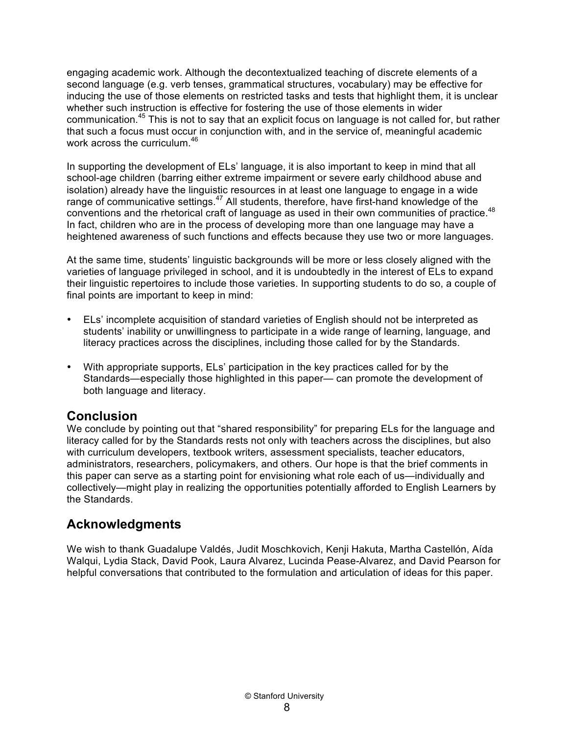engaging academic work. Although the decontextualized teaching of discrete elements of a second language (e.g. verb tenses, grammatical structures, vocabulary) may be effective for inducing the use of those elements on restricted tasks and tests that highlight them, it is unclear whether such instruction is effective for fostering the use of those elements in wider communication.[45] This is not to say that an explicit focus on language is not called for, but rather that such a focus must occur in conjunction with, and in the service of, meaningful academic work across the curriculum.[46]

In supporting the development of ELs' language, it is also important to keep in mind that all school-age children (barring either extreme impairment or severe early childhood abuse and isolation) already have the linguistic resources in at least one language to engage in a wide range of communicative settings.[47] All students, therefore, have first-hand knowledge of the conventions and the rhetorical craft of language as used in their own communities of practice.[48] In fact, children who are in the process of developing more than one language may have a heightened awareness of such functions and effects because they use two or more languages.

At the same time, students' linguistic backgrounds will be more or less closely aligned with the varieties of language privileged in school, and it is undoubtedly in the interest of ELs to expand their linguistic repertoires to include those varieties. In supporting students to do so, a couple of final points are important to keep in mind:

- ELs' incomplete acquisition of standard varieties of English should not be interpreted as students' inability or unwillingness to participate in a wide range of learning, language, and literacy practices across the disciplines, including those called for by the Standards.
- With appropriate supports, ELs' participation in the key practices called for by the Standards—especially those highlighted in this paper— can promote the development of both language and literacy.

## Conclusion

We conclude by pointing out that "shared responsibility" for preparing ELs for the language and literacy called for by the Standards rests not only with teachers across the disciplines, but also with curriculum developers, textbook writers, assessment specialists, teacher educators, administrators, researchers, policymakers, and others. Our hope is that the brief comments in this paper can serve as a starting point for envisioning what role each of us—individually and collectively—might play in realizing the opportunities potentially afforded to English Learners by the Standards.

## Acknowledgments

We wish to thank Guadalupe Valdés, Judit Moschkovich, Kenji Hakuta, Martha Castellón, Aída Walqui, Lydia Stack, David Pook, Laura Alvarez, Lucinda Pease-Alvarez, and David Pearson for helpful conversations that contributed to the formulation and articulation of ideas for this paper.

© Stanford University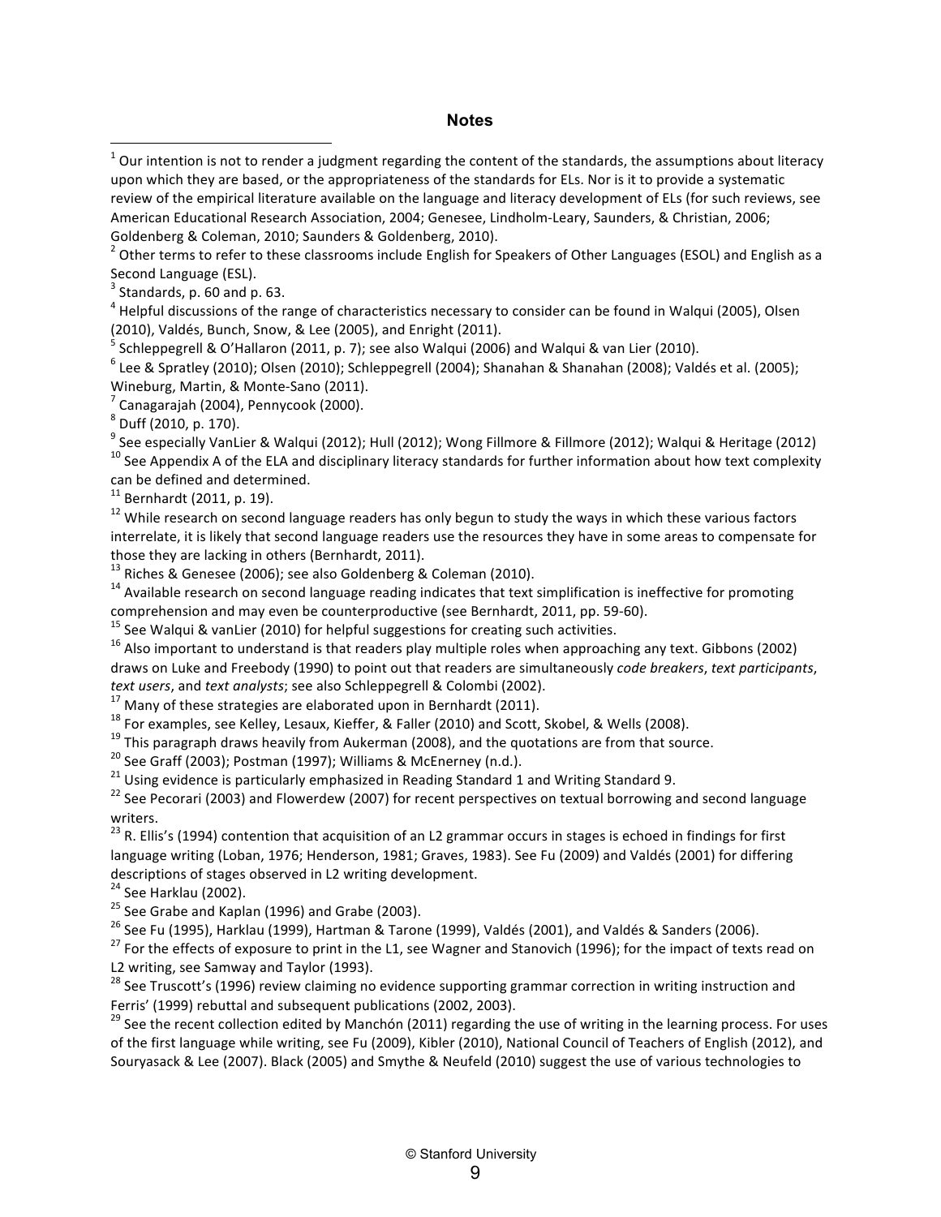## Notes

[1] Our intention is not to render a judgment regarding the content of the standards, the assumptions about literacy upon which they are based, or the appropriateness of the standards for ELs. Nor is it to provide a systematic review of the empirical literature available on the language and literacy development of ELs (for such reviews, see American Educational Research Association, 2004; Genesee, Lindholm-Leary, Saunders, & Christian, 2006; Goldenberg & Coleman, 2010; Saunders & Goldenberg, 2010).

[2] Other terms to refer to these classrooms include English for Speakers of Other Languages (ESOL) and English as a Second Language (ESL).

[3] Standards, p. 60 and p. 63.

[4] Helpful discussions of the range of characteristics necessary to consider can be found in Walqui (2005), Olsen (2010), Valdés, Bunch, Snow, & Lee (2005), and Enright (2011).

[5] Schleppegrell & O'Hallaron (2011, p. 7); see also Walqui (2006) and Walqui & van Lier (2010).

[6] Lee & Spratley (2010); Olsen (2010); Schleppegrell (2004); Shanahan & Shanahan (2008); Valdés et al. (2005); Wineburg, Martin, & Monte-Sano (2011).

[7] Canagarajah (2004), Pennycook (2000).

[8] Duff (2010, p. 170).

[9] See especially VanLier & Walqui (2012); Hull (2012); Wong Fillmore & Fillmore (2012); Walqui & Heritage (2012)

[10] See Appendix A of the ELA and disciplinary literacy standards for further information about how text complexity can be defined and determined.

[11] Bernhardt (2011, p. 19).

[12] While research on second language readers has only begun to study the ways in which these various factors interrelate, it is likely that second language readers use the resources they have in some areas to compensate for those they are lacking in others (Bernhardt, 2011).

[13] Riches & Genesee (2006); see also Goldenberg & Coleman (2010).

[14] Available research on second language reading indicates that text simplification is ineffective for promoting comprehension and may even be counterproductive (see Bernhardt, 2011, pp. 59-60).

[15] See Walqui & vanLier (2010) for helpful suggestions for creating such activities.

[16] Also important to understand is that readers play multiple roles when approaching any text. Gibbons (2002) draws on Luke and Freebody (1990) to point out that readers are simultaneously *code breakers*, *text participants*, *text users*, and *text analysts*; see also Schleppegrell & Colombi (2002).

[17] Many of these strategies are elaborated upon in Bernhardt (2011).

[18] For examples, see Kelley, Lesaux, Kieffer, & Faller (2010) and Scott, Skobel, & Wells (2008).

[19] This paragraph draws heavily from Aukerman (2008), and the quotations are from that source.

[20] See Graff (2003); Postman (1997); Williams & McEnerney (n.d.).

[21] Using evidence is particularly emphasized in Reading Standard 1 and Writing Standard 9.

[22] See Pecorari (2003) and Flowerdew (2007) for recent perspectives on textual borrowing and second language writers.

[23] R. Ellis's (1994) contention that acquisition of an L2 grammar occurs in stages is echoed in findings for first language writing (Loban, 1976; Henderson, 1981; Graves, 1983). See Fu (2009) and Valdés (2001) for differing descriptions of stages observed in L2 writing development.

[24] See Harklau (2002).

[25] See Grabe and Kaplan (1996) and Grabe (2003).

[26] See Fu (1995), Harklau (1999), Hartman & Tarone (1999), Valdés (2001), and Valdés & Sanders (2006).

[27] For the effects of exposure to print in the L1, see Wagner and Stanovich (1996); for the impact of texts read on L2 writing, see Samway and Taylor (1993).

[28] See Truscott's (1996) review claiming no evidence supporting grammar correction in writing instruction and Ferris' (1999) rebuttal and subsequent publications (2002, 2003).

[29] See the recent collection edited by Manchón (2011) regarding the use of writing in the learning process. For uses of the first language while writing, see Fu (2009), Kibler (2010), National Council of Teachers of English (2012), and Souryasack & Lee (2007). Black (2005) and Smythe & Neufeld (2010) suggest the use of various technologies to

© Stanford University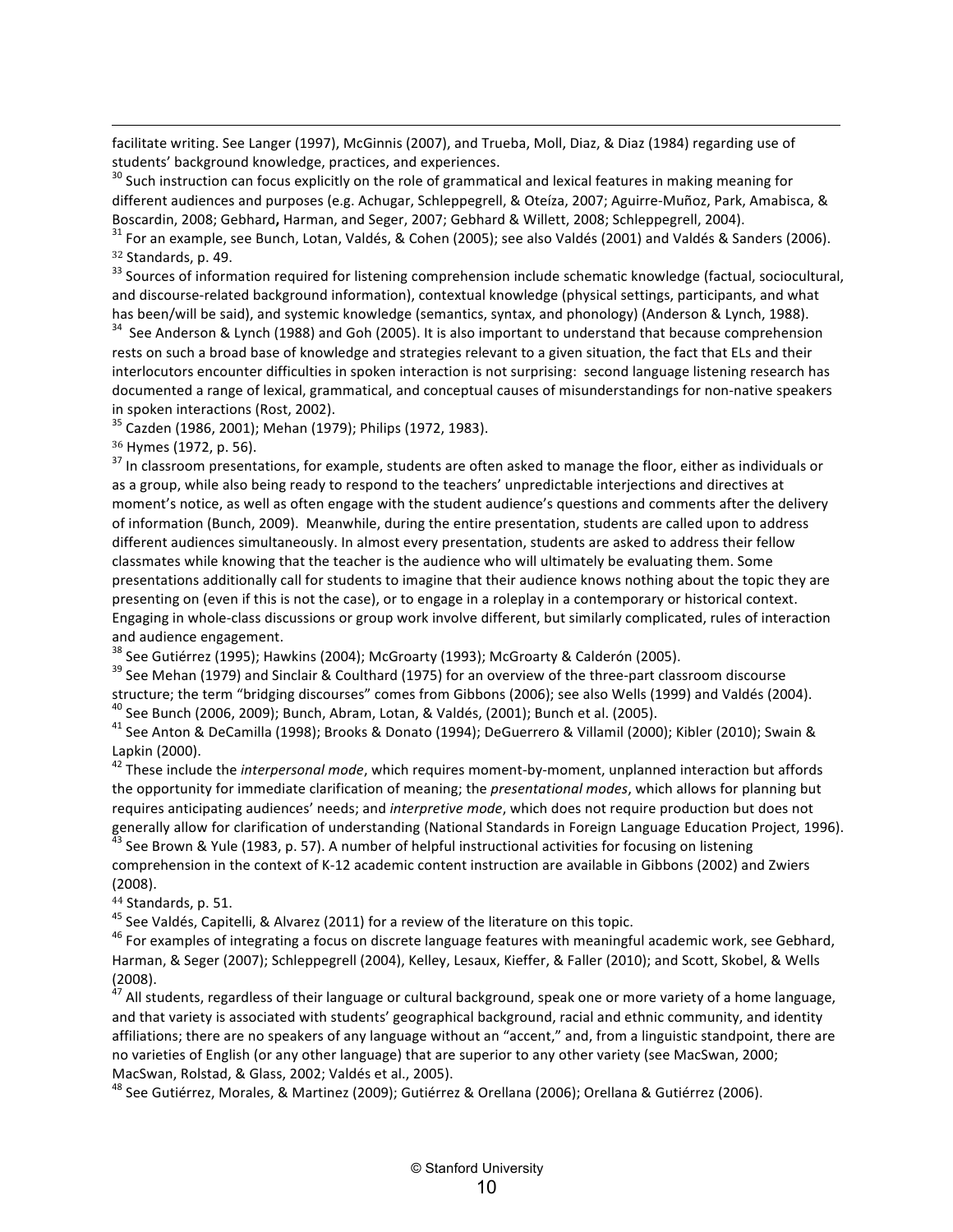facilitate writing. See Langer (1997), McGinnis (2007), and Trueba, Moll, Diaz, & Diaz (1984) regarding use of students' background knowledge, practices, and experiences.

[30] Such instruction can focus explicitly on the role of grammatical and lexical features in making meaning for different audiences and purposes (e.g. Achugar, Schleppegrell, & Oteíza, 2007; Aguirre-Muñoz, Park, Amabisca, & Boscardin, 2008; Gebhard**,** Harman, and Seger, 2007; Gebhard & Willett, 2008; Schleppegrell, 2004).

[31] For an example, see Bunch, Lotan, Valdés, & Cohen (2005); see also Valdés (2001) and Valdés & Sanders (2006).

[32] Standards, p. 49.

[33] Sources of information required for listening comprehension include schematic knowledge (factual, sociocultural, and discourse-related background information), contextual knowledge (physical settings, participants, and what has been/will be said), and systemic knowledge (semantics, syntax, and phonology) (Anderson & Lynch, 1988).

[34] See Anderson & Lynch (1988) and Goh (2005). It is also important to understand that because comprehension rests on such a broad base of knowledge and strategies relevant to a given situation, the fact that ELs and their interlocutors encounter difficulties in spoken interaction is not surprising: second language listening research has documented a range of lexical, grammatical, and conceptual causes of misunderstandings for non-native speakers in spoken interactions (Rost, 2002).

[35] Cazden (1986, 2001); Mehan (1979); Philips (1972, 1983).

[36] Hymes (1972, p. 56).

[37] In classroom presentations, for example, students are often asked to manage the floor, either as individuals or as a group, while also being ready to respond to the teachers' unpredictable interjections and directives at moment's notice, as well as often engage with the student audience's questions and comments after the delivery of information (Bunch, 2009). Meanwhile, during the entire presentation, students are called upon to address different audiences simultaneously. In almost every presentation, students are asked to address their fellow classmates while knowing that the teacher is the audience who will ultimately be evaluating them. Some presentations additionally call for students to imagine that their audience knows nothing about the topic they are presenting on (even if this is not the case), or to engage in a roleplay in a contemporary or historical context. Engaging in whole-class discussions or group work involve different, but similarly complicated, rules of interaction and audience engagement.

[38] See Gutiérrez (1995); Hawkins (2004); McGroarty (1993); McGroarty & Calderón (2005).

[39] See Mehan (1979) and Sinclair & Coulthard (1975) for an overview of the three-part classroom discourse structure; the term "bridging discourses" comes from Gibbons (2006); see also Wells (1999) and Valdés (2004).

[40] See Bunch (2006, 2009); Bunch, Abram, Lotan, & Valdés, (2001); Bunch et al. (2005).

[41] See Anton & DeCamilla (1998); Brooks & Donato (1994); DeGuerrero & Villamil (2000); Kibler (2010); Swain & Lapkin (2000).

[42] These include the *interpersonal mode*, which requires moment-by-moment, unplanned interaction but affords the opportunity for immediate clarification of meaning; the *presentational modes*, which allows for planning but requires anticipating audiences' needs; and *interpretive mode*, which does not require production but does not generally allow for clarification of understanding (National Standards in Foreign Language Education Project, 1996).

[43] See Brown & Yule (1983, p. 57). A number of helpful instructional activities for focusing on listening comprehension in the context of K-12 academic content instruction are available in Gibbons (2002) and Zwiers (2008).

[44] Standards, p. 51.

[45] See Valdés, Capitelli, & Alvarez (2011) for a review of the literature on this topic.

[46] For examples of integrating a focus on discrete language features with meaningful academic work, see Gebhard, Harman, & Seger (2007); Schleppegrell (2004), Kelley, Lesaux, Kieffer, & Faller (2010); and Scott, Skobel, & Wells (2008).

[47] All students, regardless of their language or cultural background, speak one or more variety of a home language, and that variety is associated with students' geographical background, racial and ethnic community, and identity affiliations; there are no speakers of any language without an "accent," and, from a linguistic standpoint, there are no varieties of English (or any other language) that are superior to any other variety (see MacSwan, 2000; MacSwan, Rolstad, & Glass, 2002; Valdés et al., 2005).

[48] See Gutiérrez, Morales, & Martinez (2009); Gutiérrez & Orellana (2006); Orellana & Gutiérrez (2006).

© Stanford University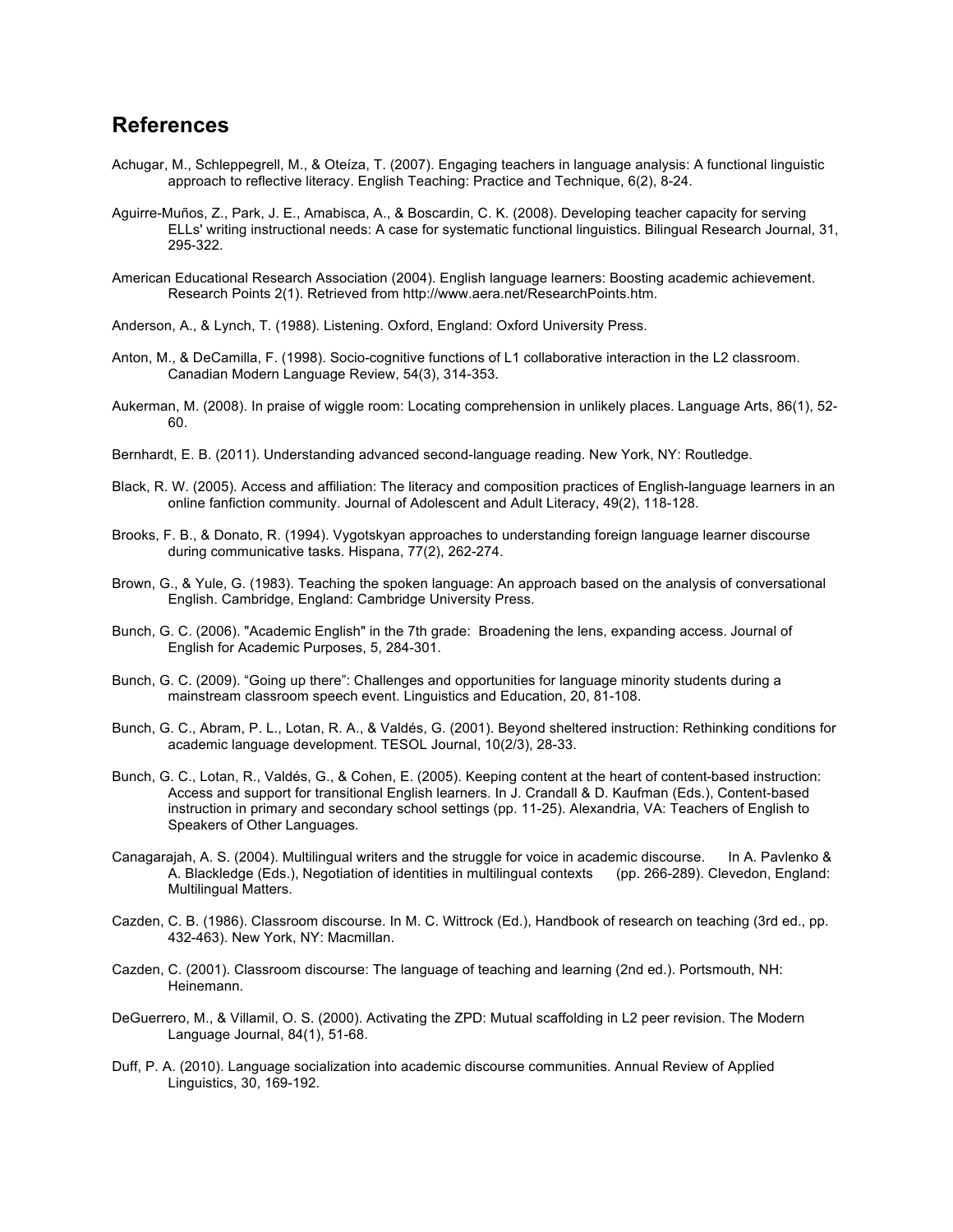## References

Achugar, M., Schleppegrell, M., & Oteíza, T. (2007). Engaging teachers in language analysis: A functional linguistic approach to reflective literacy. English Teaching: Practice and Technique, 6(2), 8-24.

Aguirre-Muños, Z., Park, J. E., Amabisca, A., & Boscardin, C. K. (2008). Developing teacher capacity for serving ELLs' writing instructional needs: A case for systematic functional linguistics. Bilingual Research Journal, 31, 295-322.

American Educational Research Association (2004). English language learners: Boosting academic achievement. Research Points 2(1). Retrieved from http://www.aera.net/ResearchPoints.htm.

Anderson, A., & Lynch, T. (1988). Listening. Oxford, England: Oxford University Press.

Anton, M., & DeCamilla, F. (1998). Socio-cognitive functions of L1 collaborative interaction in the L2 classroom. Canadian Modern Language Review, 54(3), 314-353.

Aukerman, M. (2008). In praise of wiggle room: Locating comprehension in unlikely places. Language Arts, 86(1), 52-60.

Bernhardt, E. B. (2011). Understanding advanced second-language reading. New York, NY: Routledge.

Black, R. W. (2005). Access and affiliation: The literacy and composition practices of English-language learners in an online fanfiction community. Journal of Adolescent and Adult Literacy, 49(2), 118-128.

Brooks, F. B., & Donato, R. (1994). Vygotskyan approaches to understanding foreign language learner discourse during communicative tasks. Hispana, 77(2), 262-274.

Brown, G., & Yule, G. (1983). Teaching the spoken language: An approach based on the analysis of conversational English. Cambridge, England: Cambridge University Press.

Bunch, G. C. (2006). "Academic English" in the 7th grade: Broadening the lens, expanding access. Journal of English for Academic Purposes, 5, 284-301.

Bunch, G. C. (2009). "Going up there": Challenges and opportunities for language minority students during a mainstream classroom speech event. Linguistics and Education, 20, 81-108.

Bunch, G. C., Abram, P. L., Lotan, R. A., & Valdés, G. (2001). Beyond sheltered instruction: Rethinking conditions for academic language development. TESOL Journal, 10(2/3), 28-33.

Bunch, G. C., Lotan, R., Valdés, G., & Cohen, E. (2005). Keeping content at the heart of content-based instruction: Access and support for transitional English learners. In J. Crandall & D. Kaufman (Eds.), Content-based instruction in primary and secondary school settings (pp. 11-25). Alexandria, VA: Teachers of English to Speakers of Other Languages.

Canagarajah, A. S. (2004). Multilingual writers and the struggle for voice in academic discourse. In A. Pavlenko & A. Blackledge (Eds.), Negotiation of identities in multilingual contexts (pp. 266-289). Clevedon, England: Multilingual Matters.

Cazden, C. B. (1986). Classroom discourse. In M. C. Wittrock (Ed.), Handbook of research on teaching (3rd ed., pp. 432-463). New York, NY: Macmillan.

Cazden, C. (2001). Classroom discourse: The language of teaching and learning (2nd ed.). Portsmouth, NH: Heinemann.

DeGuerrero, M., & Villamil, O. S. (2000). Activating the ZPD: Mutual scaffolding in L2 peer revision. The Modern Language Journal, 84(1), 51-68.

Duff, P. A. (2010). Language socialization into academic discourse communities. Annual Review of Applied Linguistics, 30, 169-192.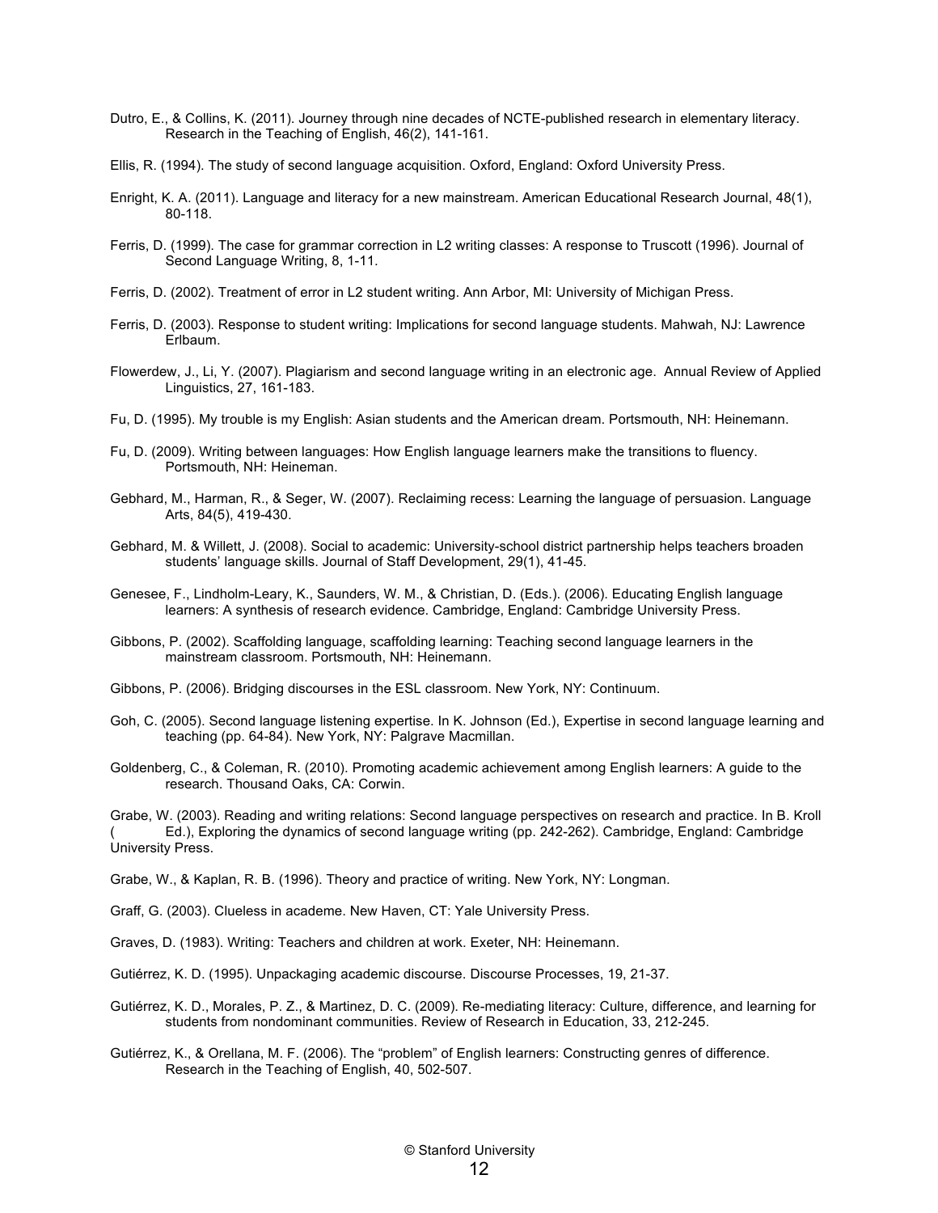Dutro, E., & Collins, K. (2011). Journey through nine decades of NCTE-published research in elementary literacy. Research in the Teaching of English, 46(2), 141-161.

Ellis, R. (1994). The study of second language acquisition. Oxford, England: Oxford University Press.

Enright, K. A. (2011). Language and literacy for a new mainstream. American Educational Research Journal, 48(1), 80-118.

Ferris, D. (1999). The case for grammar correction in L2 writing classes: A response to Truscott (1996). Journal of Second Language Writing, 8, 1-11.

Ferris, D. (2002). Treatment of error in L2 student writing. Ann Arbor, MI: University of Michigan Press.

Ferris, D. (2003). Response to student writing: Implications for second language students. Mahwah, NJ: Lawrence Erlbaum.

Flowerdew, J., Li, Y. (2007). Plagiarism and second language writing in an electronic age. Annual Review of Applied Linguistics, 27, 161-183.

Fu, D. (1995). My trouble is my English: Asian students and the American dream. Portsmouth, NH: Heinemann.

Fu, D. (2009). Writing between languages: How English language learners make the transitions to fluency. Portsmouth, NH: Heineman.

Gebhard, M., Harman, R., & Seger, W. (2007). Reclaiming recess: Learning the language of persuasion. Language Arts, 84(5), 419-430.

Gebhard, M. & Willett, J. (2008). Social to academic: University-school district partnership helps teachers broaden students' language skills. Journal of Staff Development, 29(1), 41-45.

Genesee, F., Lindholm-Leary, K., Saunders, W. M., & Christian, D. (Eds.). (2006). Educating English language learners: A synthesis of research evidence. Cambridge, England: Cambridge University Press.

Gibbons, P. (2002). Scaffolding language, scaffolding learning: Teaching second language learners in the mainstream classroom. Portsmouth, NH: Heinemann.

Gibbons, P. (2006). Bridging discourses in the ESL classroom. New York, NY: Continuum.

Goh, C. (2005). Second language listening expertise. In K. Johnson (Ed.), Expertise in second language learning and teaching (pp. 64-84). New York, NY: Palgrave Macmillan.

Goldenberg, C., & Coleman, R. (2010). Promoting academic achievement among English learners: A guide to the research. Thousand Oaks, CA: Corwin.

Grabe, W. (2003). Reading and writing relations: Second language perspectives on research and practice. In B. Kroll ( Ed.), Exploring the dynamics of second language writing (pp. 242-262). Cambridge, England: Cambridge University Press.

Grabe, W., & Kaplan, R. B. (1996). Theory and practice of writing. New York, NY: Longman.

Graff, G. (2003). Clueless in academe. New Haven, CT: Yale University Press.

Graves, D. (1983). Writing: Teachers and children at work. Exeter, NH: Heinemann.

Gutiérrez, K. D. (1995). Unpackaging academic discourse. Discourse Processes, 19, 21-37.

Gutiérrez, K. D., Morales, P. Z., & Martinez, D. C. (2009). Re-mediating literacy: Culture, difference, and learning for students from nondominant communities. Review of Research in Education, 33, 212-245.

Gutiérrez, K., & Orellana, M. F. (2006). The "problem" of English learners: Constructing genres of difference. Research in the Teaching of English, 40, 502-507.

© Stanford University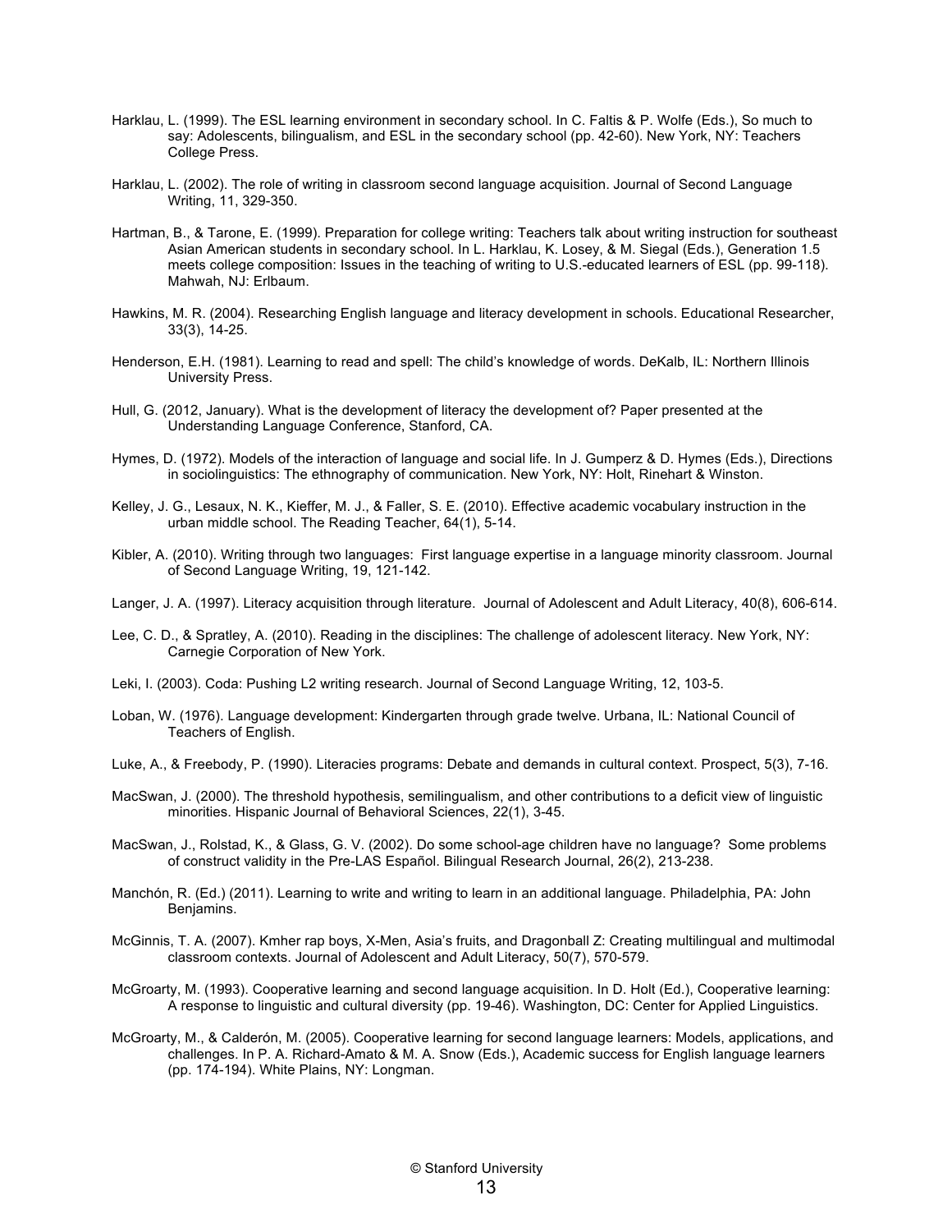Harklau, L. (1999). The ESL learning environment in secondary school. In C. Faltis & P. Wolfe (Eds.), So much to say: Adolescents, bilingualism, and ESL in the secondary school (pp. 42-60). New York, NY: Teachers College Press.

Harklau, L. (2002). The role of writing in classroom second language acquisition. Journal of Second Language Writing, 11, 329-350.

Hartman, B., & Tarone, E. (1999). Preparation for college writing: Teachers talk about writing instruction for southeast Asian American students in secondary school. In L. Harklau, K. Losey, & M. Siegal (Eds.), Generation 1.5 meets college composition: Issues in the teaching of writing to U.S.-educated learners of ESL (pp. 99-118). Mahwah, NJ: Erlbaum.

Hawkins, M. R. (2004). Researching English language and literacy development in schools. Educational Researcher, 33(3), 14-25.

Henderson, E.H. (1981). Learning to read and spell: The child's knowledge of words. DeKalb, IL: Northern Illinois University Press.

Hull, G. (2012, January). What is the development of literacy the development of? Paper presented at the Understanding Language Conference, Stanford, CA.

Hymes, D. (1972). Models of the interaction of language and social life. In J. Gumperz & D. Hymes (Eds.), Directions in sociolinguistics: The ethnography of communication. New York, NY: Holt, Rinehart & Winston.

Kelley, J. G., Lesaux, N. K., Kieffer, M. J., & Faller, S. E. (2010). Effective academic vocabulary instruction in the urban middle school. The Reading Teacher, 64(1), 5-14.

Kibler, A. (2010). Writing through two languages: First language expertise in a language minority classroom. Journal of Second Language Writing, 19, 121-142.

Langer, J. A. (1997). Literacy acquisition through literature. Journal of Adolescent and Adult Literacy, 40(8), 606-614.

Lee, C. D., & Spratley, A. (2010). Reading in the disciplines: The challenge of adolescent literacy. New York, NY: Carnegie Corporation of New York.

Leki, I. (2003). Coda: Pushing L2 writing research. Journal of Second Language Writing, 12, 103-5.

Loban, W. (1976). Language development: Kindergarten through grade twelve. Urbana, IL: National Council of Teachers of English.

Luke, A., & Freebody, P. (1990). Literacies programs: Debate and demands in cultural context. Prospect, 5(3), 7-16.

MacSwan, J. (2000). The threshold hypothesis, semilingualism, and other contributions to a deficit view of linguistic minorities. Hispanic Journal of Behavioral Sciences, 22(1), 3-45.

MacSwan, J., Rolstad, K., & Glass, G. V. (2002). Do some school-age children have no language? Some problems of construct validity in the Pre-LAS Español. Bilingual Research Journal, 26(2), 213-238.

Manchón, R. (Ed.) (2011). Learning to write and writing to learn in an additional language. Philadelphia, PA: John Benjamins.

McGinnis, T. A. (2007). Kmher rap boys, X-Men, Asia's fruits, and Dragonball Z: Creating multilingual and multimodal classroom contexts. Journal of Adolescent and Adult Literacy, 50(7), 570-579.

McGroarty, M. (1993). Cooperative learning and second language acquisition. In D. Holt (Ed.), Cooperative learning: A response to linguistic and cultural diversity (pp. 19-46). Washington, DC: Center for Applied Linguistics.

McGroarty, M., & Calderón, M. (2005). Cooperative learning for second language learners: Models, applications, and challenges. In P. A. Richard-Amato & M. A. Snow (Eds.), Academic success for English language learners (pp. 174-194). White Plains, NY: Longman.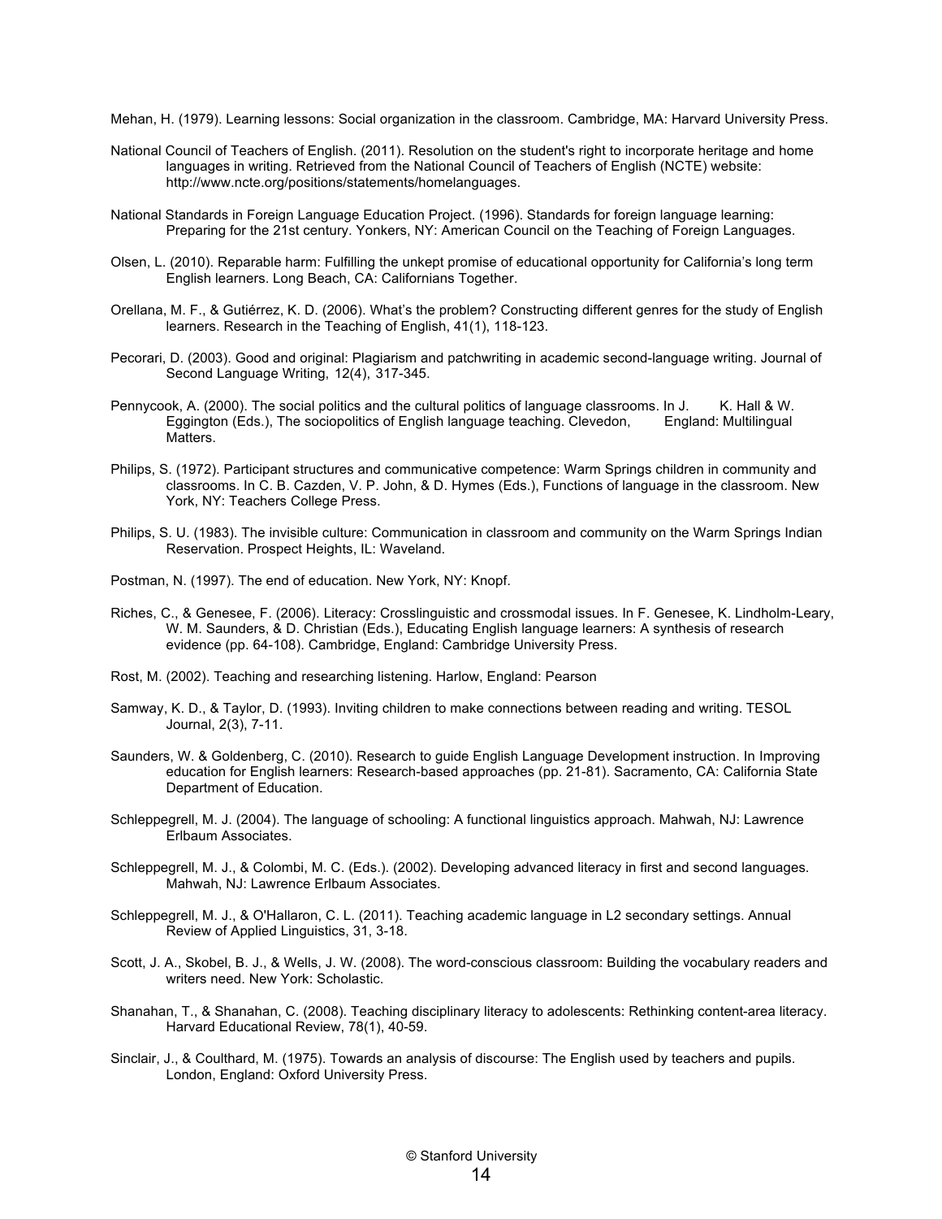Mehan, H. (1979). Learning lessons: Social organization in the classroom. Cambridge, MA: Harvard University Press.

National Council of Teachers of English. (2011). Resolution on the student's right to incorporate heritage and home languages in writing. Retrieved from the National Council of Teachers of English (NCTE) website: http://www.ncte.org/positions/statements/homelanguages.

National Standards in Foreign Language Education Project. (1996). Standards for foreign language learning: Preparing for the 21st century. Yonkers, NY: American Council on the Teaching of Foreign Languages.

Olsen, L. (2010). Reparable harm: Fulfilling the unkept promise of educational opportunity for California's long term English learners. Long Beach, CA: Californians Together.

Orellana, M. F., & Gutiérrez, K. D. (2006). What's the problem? Constructing different genres for the study of English learners. Research in the Teaching of English, 41(1), 118-123.

Pecorari, D. (2003). Good and original: Plagiarism and patchwriting in academic second-language writing. Journal of Second Language Writing, 12(4), 317-345.

Pennycook, A. (2000). The social politics and the cultural politics of language classrooms. In J. K. Hall & W. Eggington (Eds.), The sociopolitics of English language teaching. Clevedon, England: Multilingual Matters.

Philips, S. (1972). Participant structures and communicative competence: Warm Springs children in community and classrooms. In C. B. Cazden, V. P. John, & D. Hymes (Eds.), Functions of language in the classroom. New York, NY: Teachers College Press.

Philips, S. U. (1983). The invisible culture: Communication in classroom and community on the Warm Springs Indian Reservation. Prospect Heights, IL: Waveland.

Postman, N. (1997). The end of education. New York, NY: Knopf.

Riches, C., & Genesee, F. (2006). Literacy: Crosslinguistic and crossmodal issues. In F. Genesee, K. Lindholm-Leary, W. M. Saunders, & D. Christian (Eds.), Educating English language learners: A synthesis of research evidence (pp. 64-108). Cambridge, England: Cambridge University Press.

Rost, M. (2002). Teaching and researching listening. Harlow, England: Pearson

Samway, K. D., & Taylor, D. (1993). Inviting children to make connections between reading and writing. TESOL Journal, 2(3), 7-11.

Saunders, W. & Goldenberg, C. (2010). Research to guide English Language Development instruction. In Improving education for English learners: Research-based approaches (pp. 21-81). Sacramento, CA: California State Department of Education.

Schleppegrell, M. J. (2004). The language of schooling: A functional linguistics approach. Mahwah, NJ: Lawrence Erlbaum Associates.

Schleppegrell, M. J., & Colombi, M. C. (Eds.). (2002). Developing advanced literacy in first and second languages. Mahwah, NJ: Lawrence Erlbaum Associates.

Schleppegrell, M. J., & O'Hallaron, C. L. (2011). Teaching academic language in L2 secondary settings. Annual Review of Applied Linguistics, 31, 3-18.

Scott, J. A., Skobel, B. J., & Wells, J. W. (2008). The word-conscious classroom: Building the vocabulary readers and writers need. New York: Scholastic.

Shanahan, T., & Shanahan, C. (2008). Teaching disciplinary literacy to adolescents: Rethinking content-area literacy. Harvard Educational Review, 78(1), 40-59.

Sinclair, J., & Coulthard, M. (1975). Towards an analysis of discourse: The English used by teachers and pupils. London, England: Oxford University Press.

© Stanford University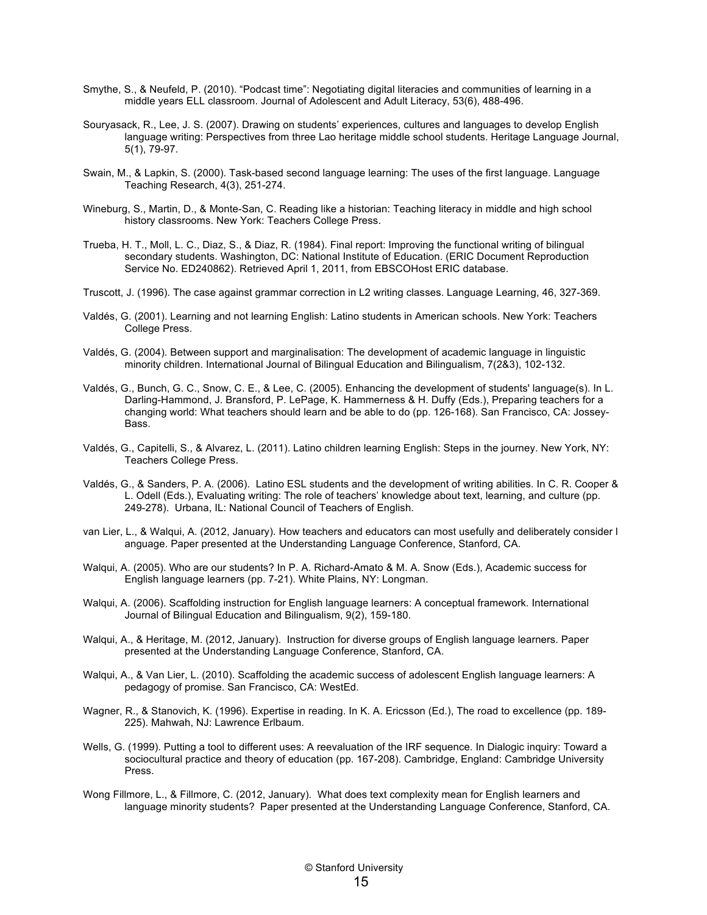Smythe, S., & Neufeld, P. (2010). "Podcast time": Negotiating digital literacies and communities of learning in a middle years ELL classroom. Journal of Adolescent and Adult Literacy, 53(6), 488-496.

Souryasack, R., Lee, J. S. (2007). Drawing on students' experiences, cultures and languages to develop English language writing: Perspectives from three Lao heritage middle school students. Heritage Language Journal, 5(1), 79-97.

Swain, M., & Lapkin, S. (2000). Task-based second language learning: The uses of the first language. Language Teaching Research, 4(3), 251-274.

Wineburg, S., Martin, D., & Monte-San, C. Reading like a historian: Teaching literacy in middle and high school history classrooms. New York: Teachers College Press.

Trueba, H. T., Moll, L. C., Diaz, S., & Diaz, R. (1984). Final report: Improving the functional writing of bilingual secondary students. Washington, DC: National Institute of Education. (ERIC Document Reproduction Service No. ED240862). Retrieved April 1, 2011, from EBSCOHost ERIC database.

Truscott, J. (1996). The case against grammar correction in L2 writing classes. Language Learning, 46, 327-369.

Valdés, G. (2001). Learning and not learning English: Latino students in American schools. New York: Teachers College Press.

Valdés, G. (2004). Between support and marginalisation: The development of academic language in linguistic minority children. International Journal of Bilingual Education and Bilingualism, 7(2&3), 102-132.

Valdés, G., Bunch, G. C., Snow, C. E., & Lee, C. (2005). Enhancing the development of students' language(s). In L. Darling-Hammond, J. Bransford, P. LePage, K. Hammerness & H. Duffy (Eds.), Preparing teachers for a changing world: What teachers should learn and be able to do (pp. 126-168). San Francisco, CA: Jossey-Bass.

Valdés, G., Capitelli, S., & Alvarez, L. (2011). Latino children learning English: Steps in the journey. New York, NY: Teachers College Press.

Valdés, G., & Sanders, P. A. (2006). Latino ESL students and the development of writing abilities. In C. R. Cooper & L. Odell (Eds.), Evaluating writing: The role of teachers' knowledge about text, learning, and culture (pp. 249-278). Urbana, IL: National Council of Teachers of English.

van Lier, L., & Walqui, A. (2012, January). How teachers and educators can most usefully and deliberately consider l anguage. Paper presented at the Understanding Language Conference, Stanford, CA.

Walqui, A. (2005). Who are our students? In P. A. Richard-Amato & M. A. Snow (Eds.), Academic success for English language learners (pp. 7-21). White Plains, NY: Longman.

Walqui, A. (2006). Scaffolding instruction for English language learners: A conceptual framework. International Journal of Bilingual Education and Bilingualism, 9(2), 159-180.

Walqui, A., & Heritage, M. (2012, January). Instruction for diverse groups of English language learners. Paper presented at the Understanding Language Conference, Stanford, CA.

Walqui, A., & Van Lier, L. (2010). Scaffolding the academic success of adolescent English language learners: A pedagogy of promise. San Francisco, CA: WestEd.

Wagner, R., & Stanovich, K. (1996). Expertise in reading. In K. A. Ericsson (Ed.), The road to excellence (pp. 189-225). Mahwah, NJ: Lawrence Erlbaum.

Wells, G. (1999). Putting a tool to different uses: A reevaluation of the IRF sequence. In Dialogic inquiry: Toward a sociocultural practice and theory of education (pp. 167-208). Cambridge, England: Cambridge University Press.

Wong Fillmore, L., & Fillmore, C. (2012, January). What does text complexity mean for English learners and language minority students? Paper presented at the Understanding Language Conference, Stanford, CA.

© Stanford University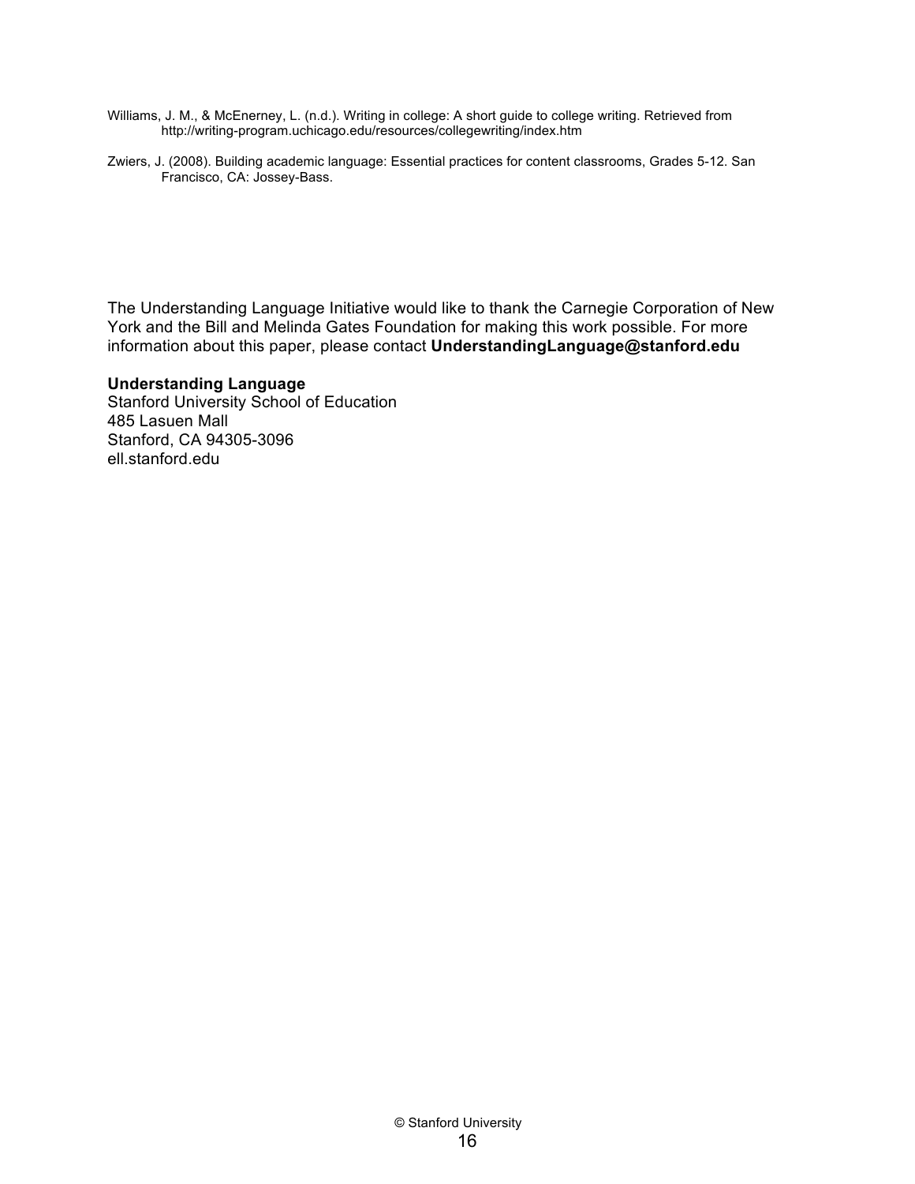Williams, J. M., & McEnerney, L. (n.d.). Writing in college: A short guide to college writing. Retrieved from http://writing-program.uchicago.edu/resources/collegewriting/index.htm

Zwiers, J. (2008). Building academic language: Essential practices for content classrooms, Grades 5-12. San Francisco, CA: Jossey-Bass.

The Understanding Language Initiative would like to thank the Carnegie Corporation of New York and the Bill and Melinda Gates Foundation for making this work possible. For more information about this paper, please contact **UnderstandingLanguage@stanford.edu**

**Understanding Language**
Stanford University School of Education
485 Lasuen Mall
Stanford, CA 94305-3096
ell.stanford.edu

© Stanford University